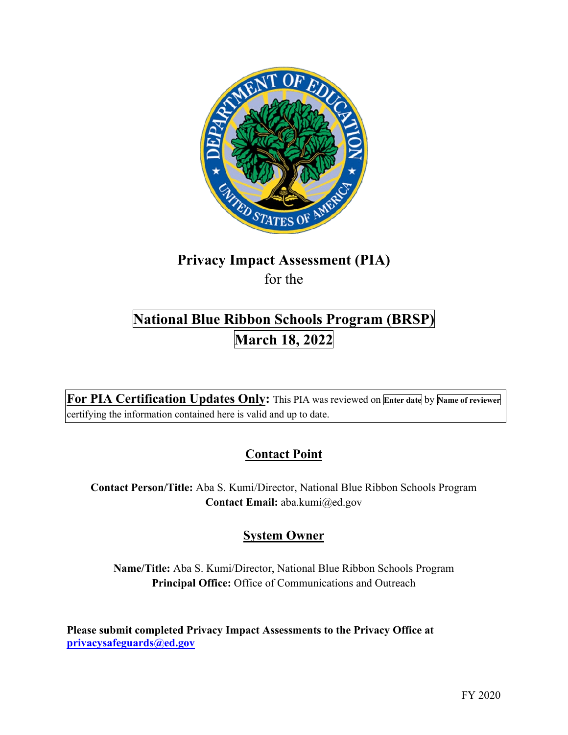# Privacy Impact Assessment (PIA)

for the

## National Blue Ribbon Schools Program (BRSP)

## March 18, 2022

**For PIA Certification Updates Only:** This PIA was reviewed on **Enter date** by **Name of reviewer** certifying the information contained here is valid and up to date.

## Contact Point

**Contact Person/Title:** Aba S. Kumi/Director, National Blue Ribbon Schools Program
**Contact Email:** aba.kumi@ed.gov

## System Owner

**Name/Title:** Aba S. Kumi/Director, National Blue Ribbon Schools Program
**Principal Office:** Office of Communications and Outreach

**Please submit completed Privacy Impact Assessments to the Privacy Office at privacysafeguards@ed.gov**

FY 2020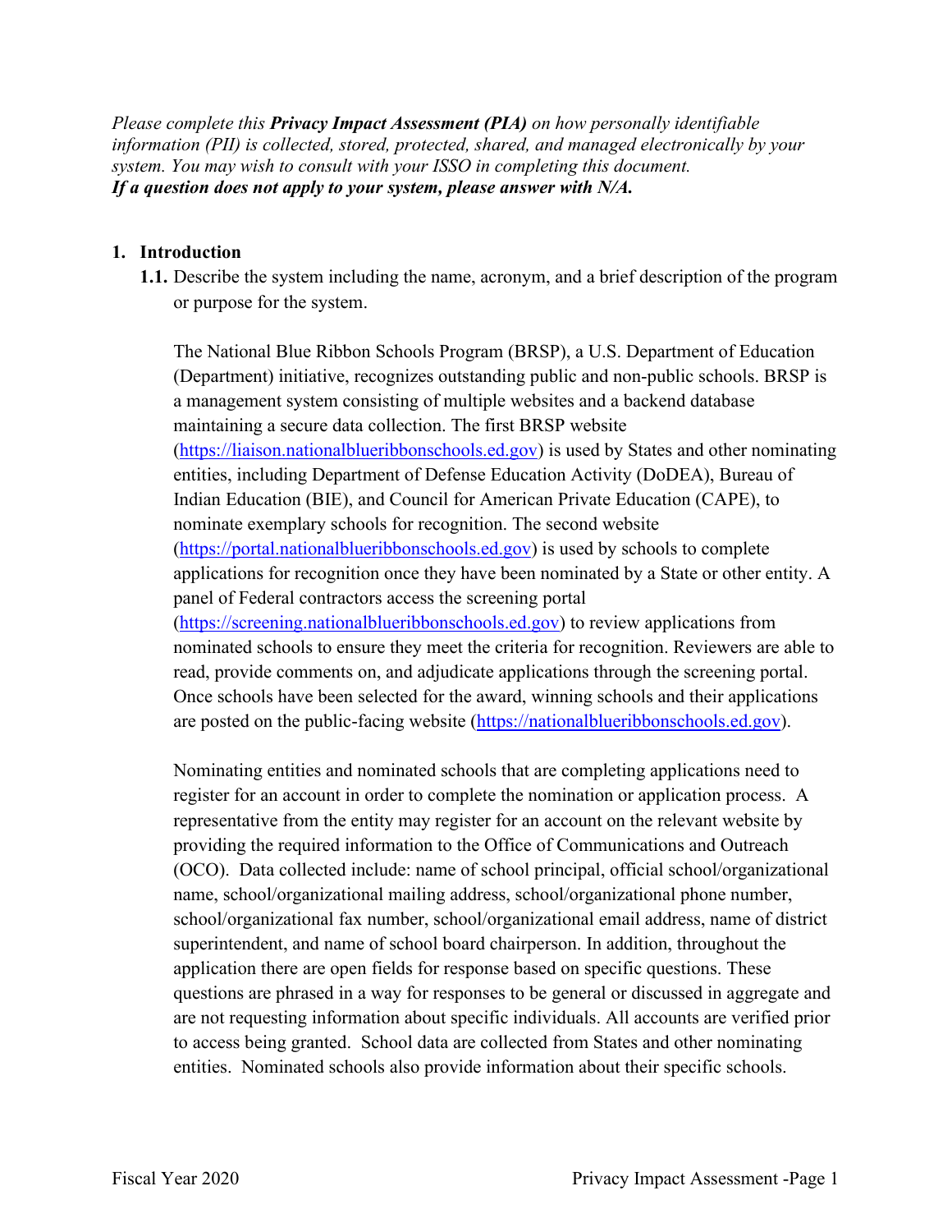*Please complete this **Privacy Impact Assessment (PIA)** on how personally identifiable information (PII) is collected, stored, protected, shared, and managed electronically by your system. You may wish to consult with your ISSO in completing this document.*
***If a question does not apply to your system, please answer with N/A.***

1. **Introduction**
   **1.1.** Describe the system including the name, acronym, and a brief description of the program or purpose for the system.

   The National Blue Ribbon Schools Program (BRSP), a U.S. Department of Education (Department) initiative, recognizes outstanding public and non-public schools. BRSP is a management system consisting of multiple websites and a backend database maintaining a secure data collection. The first BRSP website (https://liaison.nationalblueribbonschools.ed.gov) is used by States and other nominating entities, including Department of Defense Education Activity (DoDEA), Bureau of Indian Education (BIE), and Council for American Private Education (CAPE), to nominate exemplary schools for recognition. The second website (https://portal.nationalblueribbonschools.ed.gov) is used by schools to complete applications for recognition once they have been nominated by a State or other entity. A panel of Federal contractors access the screening portal (https://screening.nationalblueribbonschools.ed.gov) to review applications from nominated schools to ensure they meet the criteria for recognition. Reviewers are able to read, provide comments on, and adjudicate applications through the screening portal. Once schools have been selected for the award, winning schools and their applications are posted on the public-facing website (https://nationalblueribbonschools.ed.gov).

   Nominating entities and nominated schools that are completing applications need to register for an account in order to complete the nomination or application process. A representative from the entity may register for an account on the relevant website by providing the required information to the Office of Communications and Outreach (OCO). Data collected include: name of school principal, official school/organizational name, school/organizational mailing address, school/organizational phone number, school/organizational fax number, school/organizational email address, name of district superintendent, and name of school board chairperson. In addition, throughout the application there are open fields for response based on specific questions. These questions are phrased in a way for responses to be general or discussed in aggregate and are not requesting information about specific individuals. All accounts are verified prior to access being granted. School data are collected from States and other nominating entities. Nominated schools also provide information about their specific schools.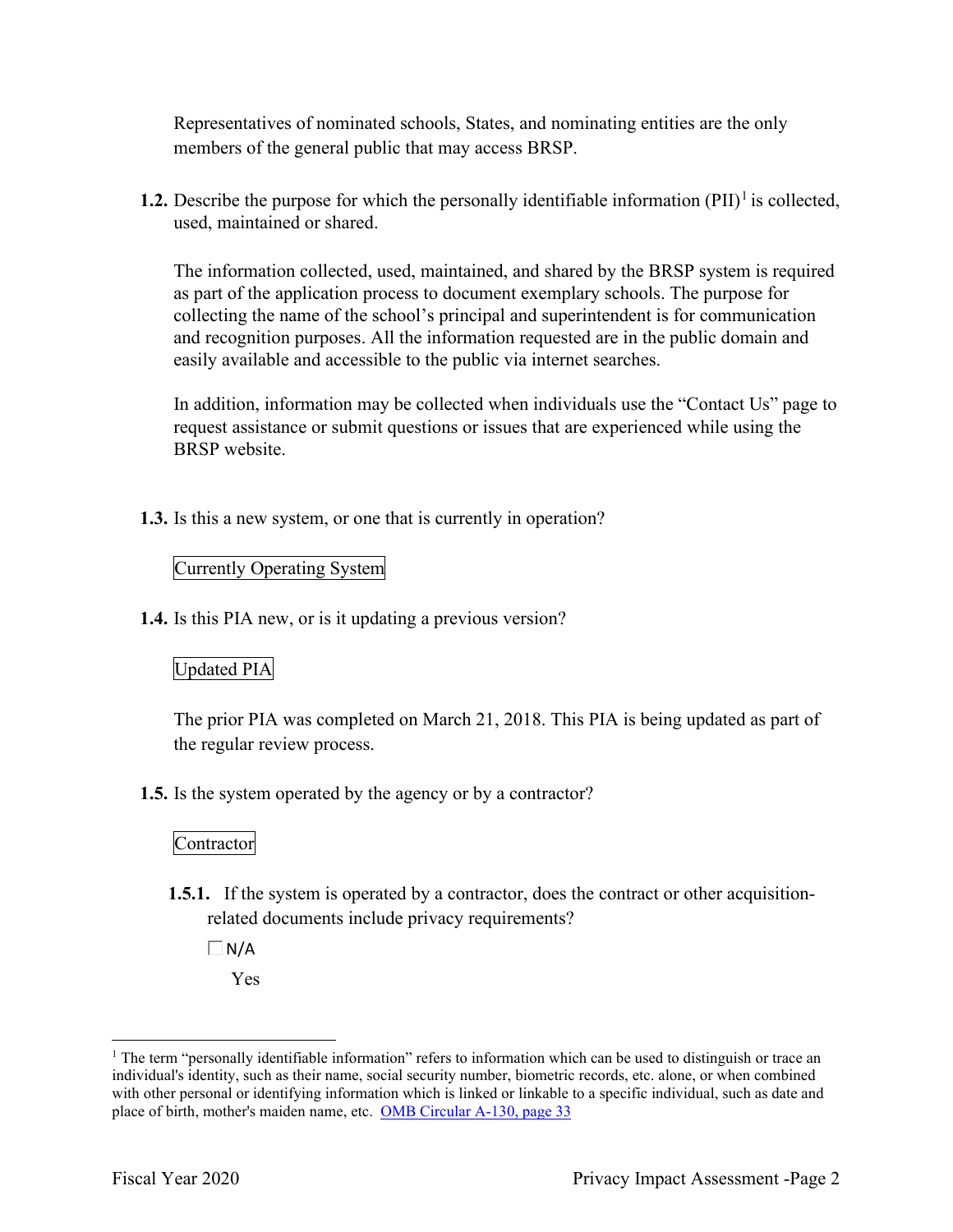Representatives of nominated schools, States, and nominating entities are the only members of the general public that may access BRSP.

**1.2.** Describe the purpose for which the personally identifiable information (PII)[1] is collected, used, maintained or shared.

The information collected, used, maintained, and shared by the BRSP system is required as part of the application process to document exemplary schools. The purpose for collecting the name of the school's principal and superintendent is for communication and recognition purposes. All the information requested are in the public domain and easily available and accessible to the public via internet searches.

In addition, information may be collected when individuals use the "Contact Us" page to request assistance or submit questions or issues that are experienced while using the BRSP website.

**1.3.** Is this a new system, or one that is currently in operation?

Currently Operating System

**1.4.** Is this PIA new, or is it updating a previous version?

Updated PIA

The prior PIA was completed on March 21, 2018. This PIA is being updated as part of the regular review process.

**1.5.** Is the system operated by the agency or by a contractor?

Contractor

**1.5.1.** If the system is operated by a contractor, does the contract or other acquisition-related documents include privacy requirements?

☐ N/A

Yes

[1] The term "personally identifiable information" refers to information which can be used to distinguish or trace an individual's identity, such as their name, social security number, biometric records, etc. alone, or when combined with other personal or identifying information which is linked or linkable to a specific individual, such as date and place of birth, mother's maiden name, etc. [OMB Circular A-130, page 33]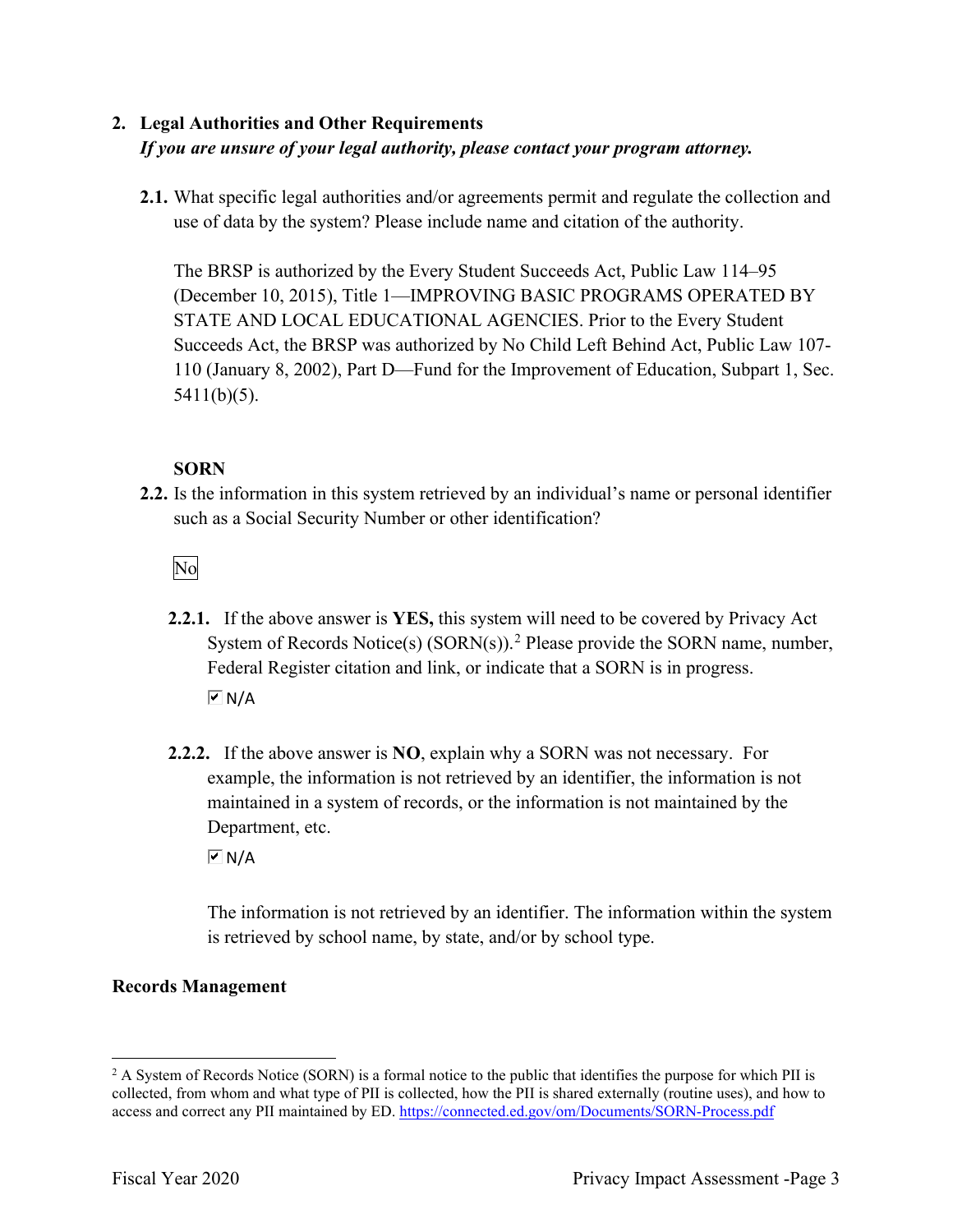2. **Legal Authorities and Other Requirements**
*If you are unsure of your legal authority, please contact your program attorney.*

**2.1.** What specific legal authorities and/or agreements permit and regulate the collection and use of data by the system? Please include name and citation of the authority.

The BRSP is authorized by the Every Student Succeeds Act, Public Law 114–95 (December 10, 2015), Title 1—IMPROVING BASIC PROGRAMS OPERATED BY STATE AND LOCAL EDUCATIONAL AGENCIES. Prior to the Every Student Succeeds Act, the BRSP was authorized by No Child Left Behind Act, Public Law 107-110 (January 8, 2002), Part D—Fund for the Improvement of Education, Subpart 1, Sec. 5411(b)(5).

**SORN**

**2.2.** Is the information in this system retrieved by an individual's name or personal identifier such as a Social Security Number or other identification?

No

**2.2.1.** If the above answer is **YES,** this system will need to be covered by Privacy Act System of Records Notice(s) (SORN(s)).[2] Please provide the SORN name, number, Federal Register citation and link, or indicate that a SORN is in progress.

☑ N/A

**2.2.2.** If the above answer is **NO**, explain why a SORN was not necessary. For example, the information is not retrieved by an identifier, the information is not maintained in a system of records, or the information is not maintained by the Department, etc.

☑ N/A

The information is not retrieved by an identifier. The information within the system is retrieved by school name, by state, and/or by school type.

**Records Management**

[2] A System of Records Notice (SORN) is a formal notice to the public that identifies the purpose for which PII is collected, from whom and what type of PII is collected, how the PII is shared externally (routine uses), and how to access and correct any PII maintained by ED. https://connected.ed.gov/om/Documents/SORN-Process.pdf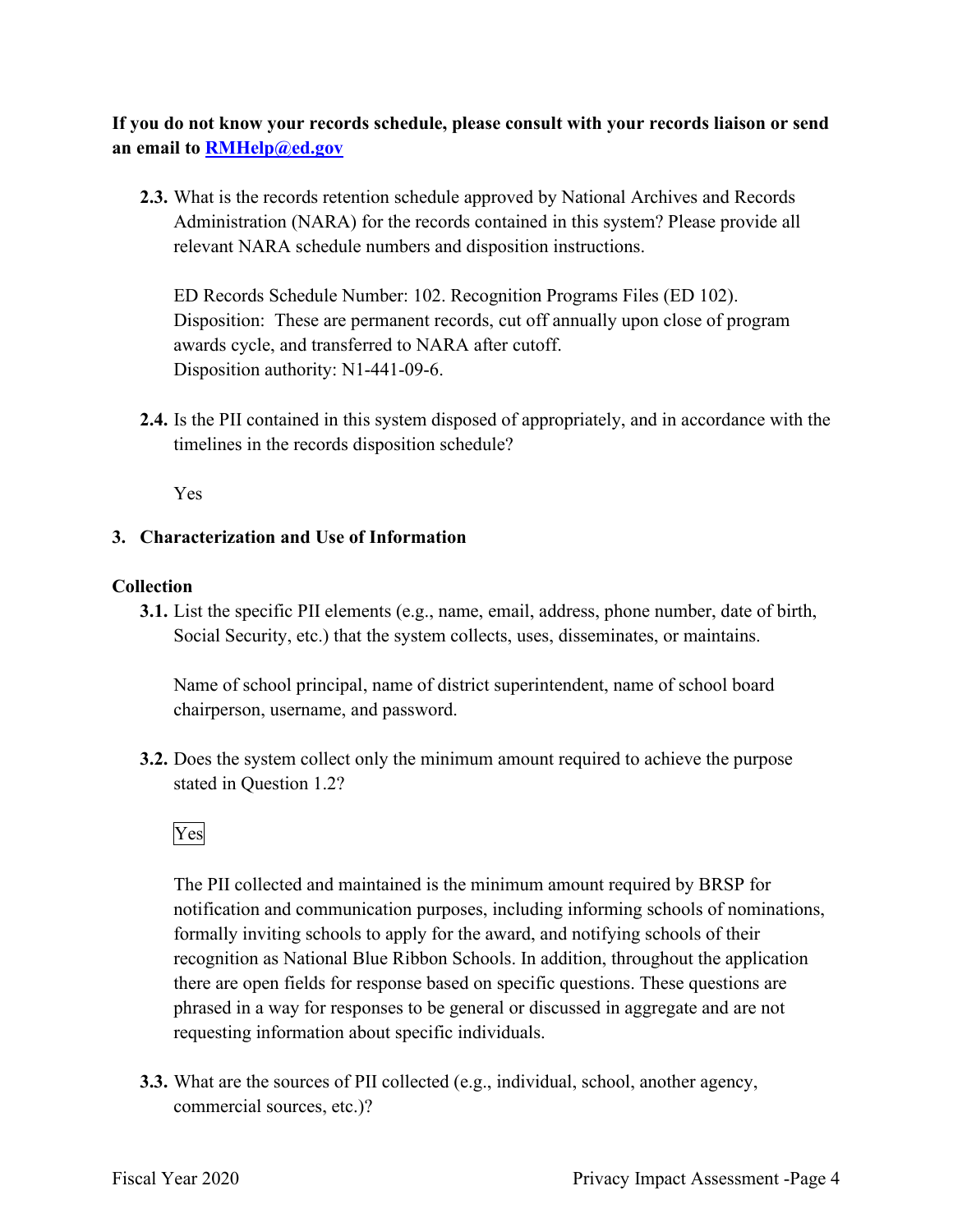**If you do not know your records schedule, please consult with your records liaison or send an email to [RMHelp@ed.gov](mailto:RMHelp@ed.gov)**

**2.3.** What is the records retention schedule approved by National Archives and Records Administration (NARA) for the records contained in this system? Please provide all relevant NARA schedule numbers and disposition instructions.

ED Records Schedule Number: 102. Recognition Programs Files (ED 102).
Disposition: These are permanent records, cut off annually upon close of program awards cycle, and transferred to NARA after cutoff.
Disposition authority: N1-441-09-6.

**2.4.** Is the PII contained in this system disposed of appropriately, and in accordance with the timelines in the records disposition schedule?

Yes

## 3. Characterization and Use of Information

### Collection

**3.1.** List the specific PII elements (e.g., name, email, address, phone number, date of birth, Social Security, etc.) that the system collects, uses, disseminates, or maintains.

Name of school principal, name of district superintendent, name of school board chairperson, username, and password.

**3.2.** Does the system collect only the minimum amount required to achieve the purpose stated in Question 1.2?

Yes

The PII collected and maintained is the minimum amount required by BRSP for notification and communication purposes, including informing schools of nominations, formally inviting schools to apply for the award, and notifying schools of their recognition as National Blue Ribbon Schools. In addition, throughout the application there are open fields for response based on specific questions. These questions are phrased in a way for responses to be general or discussed in aggregate and are not requesting information about specific individuals.

**3.3.** What are the sources of PII collected (e.g., individual, school, another agency, commercial sources, etc.)?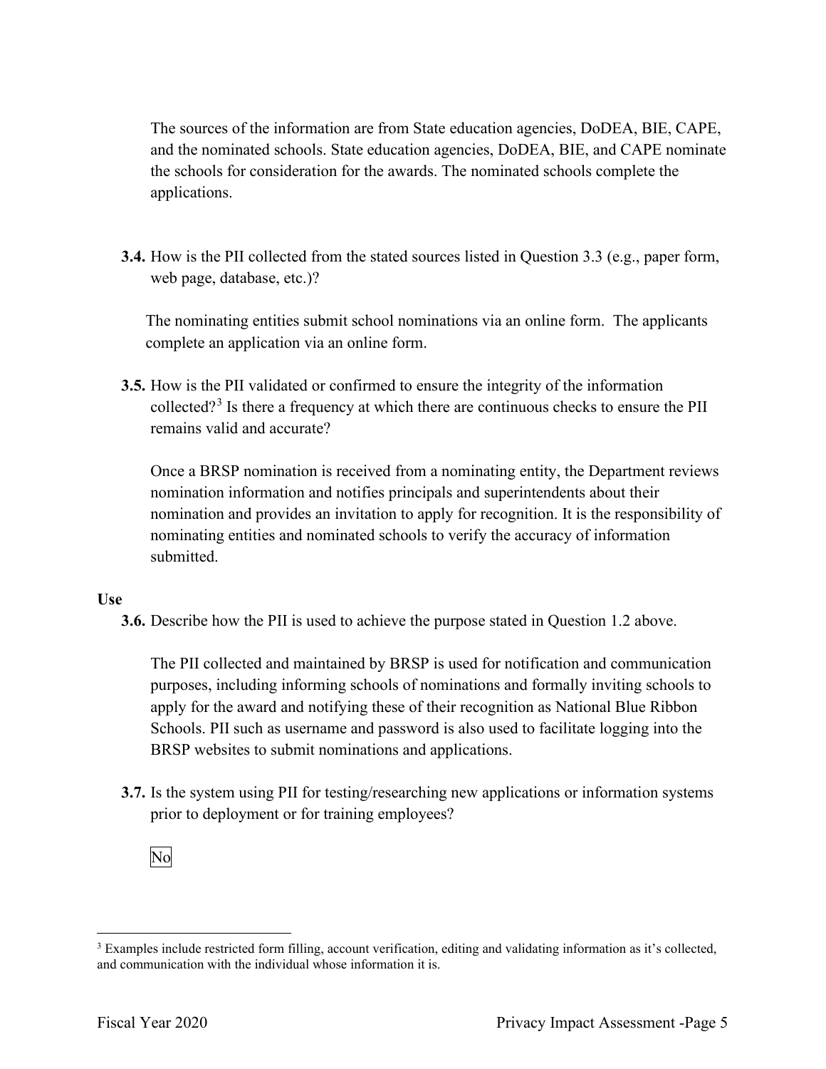The sources of the information are from State education agencies, DoDEA, BIE, CAPE, and the nominated schools. State education agencies, DoDEA, BIE, and CAPE nominate the schools for consideration for the awards. The nominated schools complete the applications.

**3.4.** How is the PII collected from the stated sources listed in Question 3.3 (e.g., paper form, web page, database, etc.)?

The nominating entities submit school nominations via an online form. The applicants complete an application via an online form.

**3.5.** How is the PII validated or confirmed to ensure the integrity of the information collected?[3] Is there a frequency at which there are continuous checks to ensure the PII remains valid and accurate?

Once a BRSP nomination is received from a nominating entity, the Department reviews nomination information and notifies principals and superintendents about their nomination and provides an invitation to apply for recognition. It is the responsibility of nominating entities and nominated schools to verify the accuracy of information submitted.

**Use**

**3.6.** Describe how the PII is used to achieve the purpose stated in Question 1.2 above.

The PII collected and maintained by BRSP is used for notification and communication purposes, including informing schools of nominations and formally inviting schools to apply for the award and notifying these of their recognition as National Blue Ribbon Schools. PII such as username and password is also used to facilitate logging into the BRSP websites to submit nominations and applications.

**3.7.** Is the system using PII for testing/researching new applications or information systems prior to deployment or for training employees?

No

---

[3] Examples include restricted form filling, account verification, editing and validating information as it's collected, and communication with the individual whose information it is.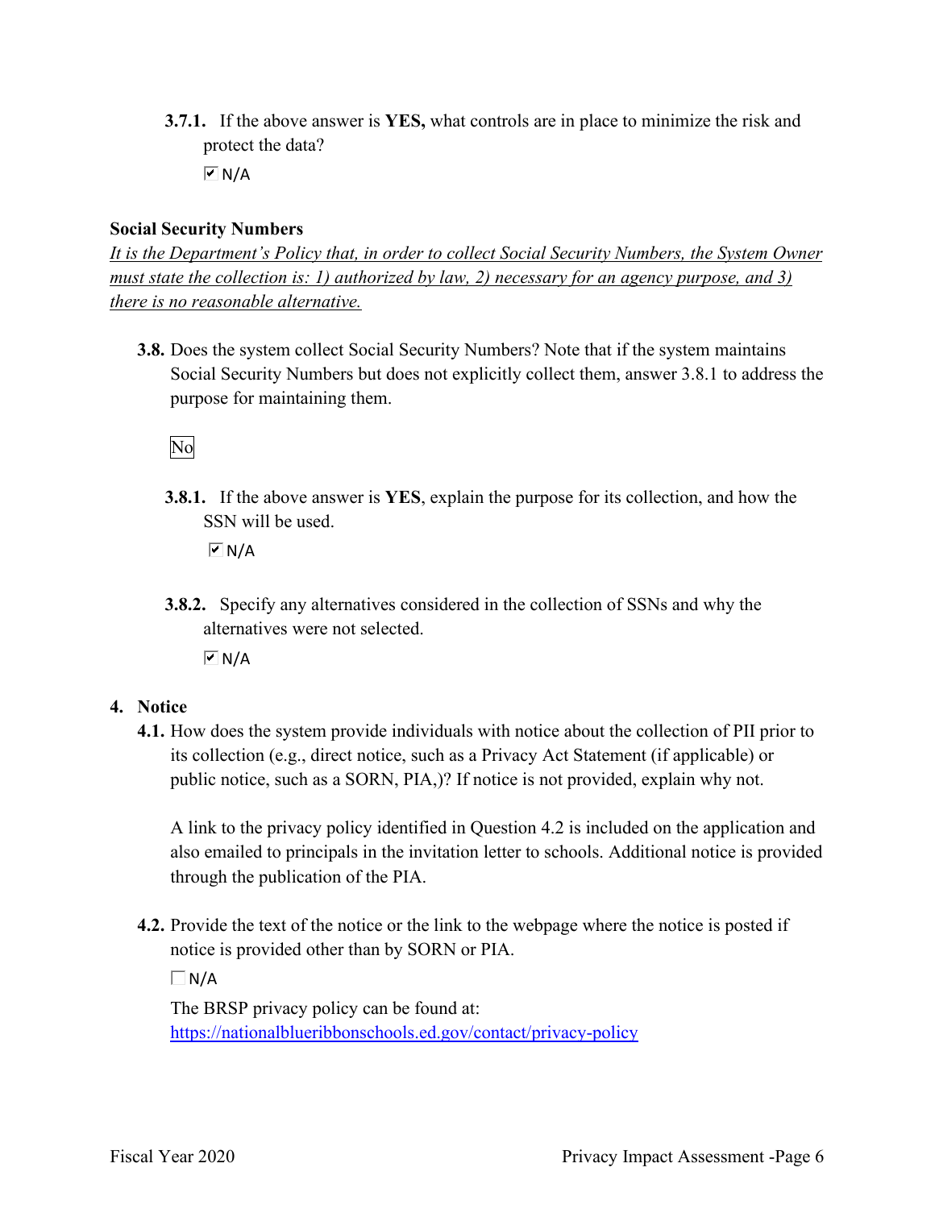**3.7.1.** If the above answer is **YES,** what controls are in place to minimize the risk and protect the data?

☑ N/A

**Social Security Numbers**

*It is the Department's Policy that, in order to collect Social Security Numbers, the System Owner must state the collection is: 1) authorized by law, 2) necessary for an agency purpose, and 3) there is no reasonable alternative.*

**3.8.** Does the system collect Social Security Numbers? Note that if the system maintains Social Security Numbers but does not explicitly collect them, answer 3.8.1 to address the purpose for maintaining them.

No

**3.8.1.** If the above answer is **YES**, explain the purpose for its collection, and how the SSN will be used.

☑ N/A

**3.8.2.** Specify any alternatives considered in the collection of SSNs and why the alternatives were not selected.

☑ N/A

## 4. Notice

**4.1.** How does the system provide individuals with notice about the collection of PII prior to its collection (e.g., direct notice, such as a Privacy Act Statement (if applicable) or public notice, such as a SORN, PIA,)? If notice is not provided, explain why not.

A link to the privacy policy identified in Question 4.2 is included on the application and also emailed to principals in the invitation letter to schools. Additional notice is provided through the publication of the PIA.

**4.2.** Provide the text of the notice or the link to the webpage where the notice is posted if notice is provided other than by SORN or PIA.

☐ N/A

The BRSP privacy policy can be found at:
https://nationalblueribbonschools.ed.gov/contact/privacy-policy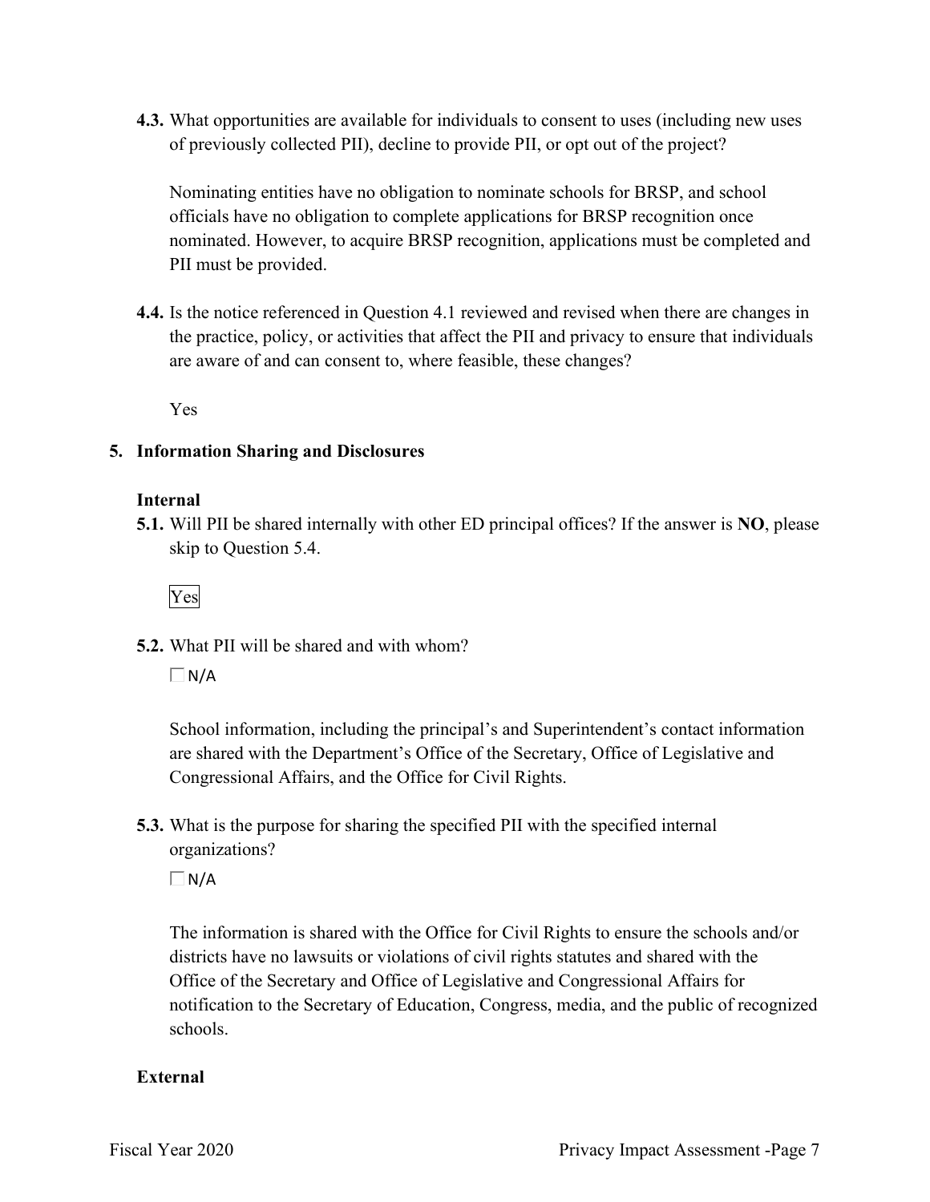**4.3.** What opportunities are available for individuals to consent to uses (including new uses of previously collected PII), decline to provide PII, or opt out of the project?

Nominating entities have no obligation to nominate schools for BRSP, and school officials have no obligation to complete applications for BRSP recognition once nominated. However, to acquire BRSP recognition, applications must be completed and PII must be provided.

**4.4.** Is the notice referenced in Question 4.1 reviewed and revised when there are changes in the practice, policy, or activities that affect the PII and privacy to ensure that individuals are aware of and can consent to, where feasible, these changes?

Yes

## 5. Information Sharing and Disclosures

### Internal

**5.1.** Will PII be shared internally with other ED principal offices? If the answer is **NO**, please skip to Question 5.4.

Yes

**5.2.** What PII will be shared and with whom?

☐ N/A

School information, including the principal's and Superintendent's contact information are shared with the Department's Office of the Secretary, Office of Legislative and Congressional Affairs, and the Office for Civil Rights.

**5.3.** What is the purpose for sharing the specified PII with the specified internal organizations?

☐ N/A

The information is shared with the Office for Civil Rights to ensure the schools and/or districts have no lawsuits or violations of civil rights statutes and shared with the Office of the Secretary and Office of Legislative and Congressional Affairs for notification to the Secretary of Education, Congress, media, and the public of recognized schools.

### External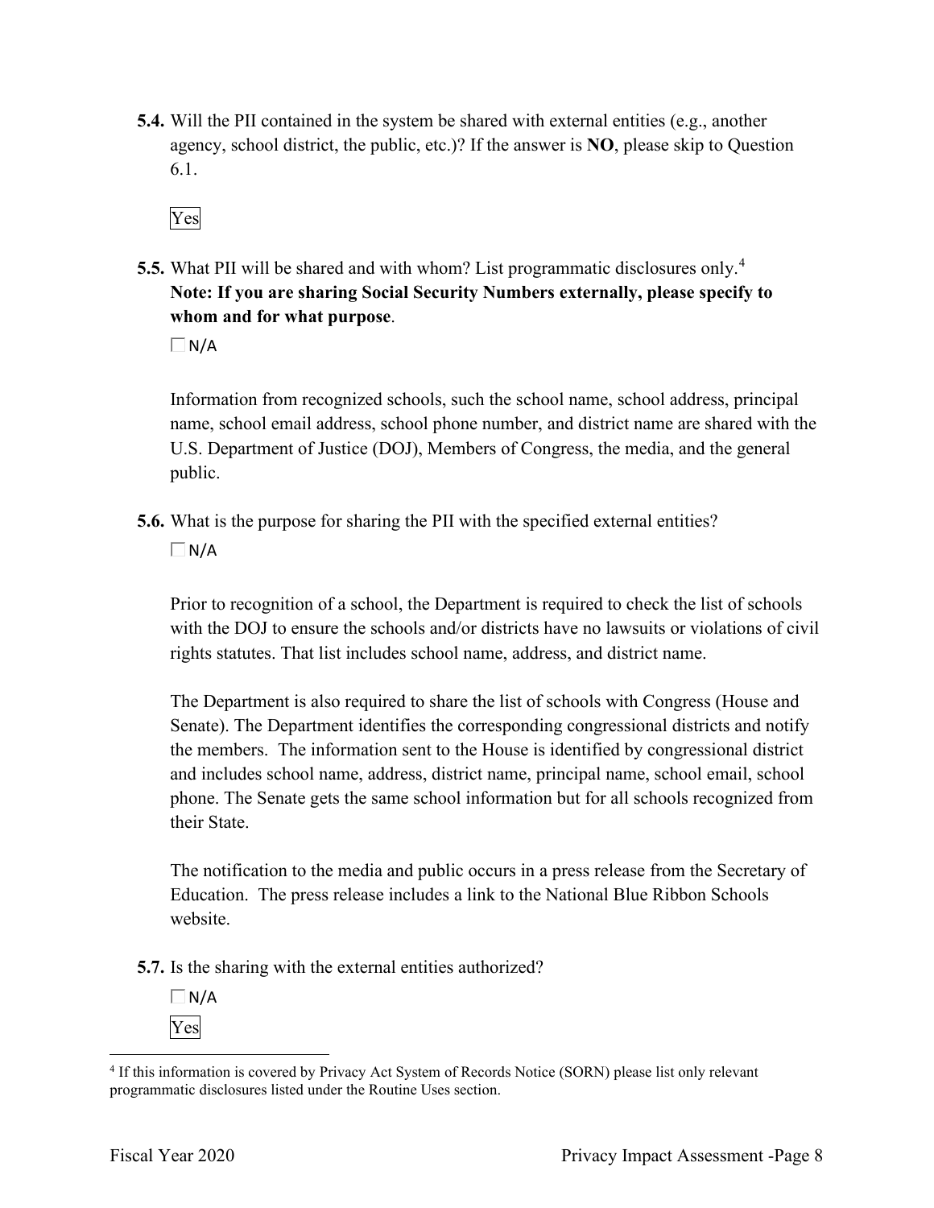**5.4.** Will the PII contained in the system be shared with external entities (e.g., another agency, school district, the public, etc.)? If the answer is **NO**, please skip to Question 6.1.

Yes

**5.5.** What PII will be shared and with whom? List programmatic disclosures only.[4] **Note: If you are sharing Social Security Numbers externally, please specify to whom and for what purpose**.

☐ N/A

Information from recognized schools, such the school name, school address, principal name, school email address, school phone number, and district name are shared with the U.S. Department of Justice (DOJ), Members of Congress, the media, and the general public.

**5.6.** What is the purpose for sharing the PII with the specified external entities?

☐ N/A

Prior to recognition of a school, the Department is required to check the list of schools with the DOJ to ensure the schools and/or districts have no lawsuits or violations of civil rights statutes. That list includes school name, address, and district name.

The Department is also required to share the list of schools with Congress (House and Senate). The Department identifies the corresponding congressional districts and notify the members. The information sent to the House is identified by congressional district and includes school name, address, district name, principal name, school email, school phone. The Senate gets the same school information but for all schools recognized from their State.

The notification to the media and public occurs in a press release from the Secretary of Education. The press release includes a link to the National Blue Ribbon Schools website.

**5.7.** Is the sharing with the external entities authorized?

☐ N/A

Yes

[4] If this information is covered by Privacy Act System of Records Notice (SORN) please list only relevant programmatic disclosures listed under the Routine Uses section.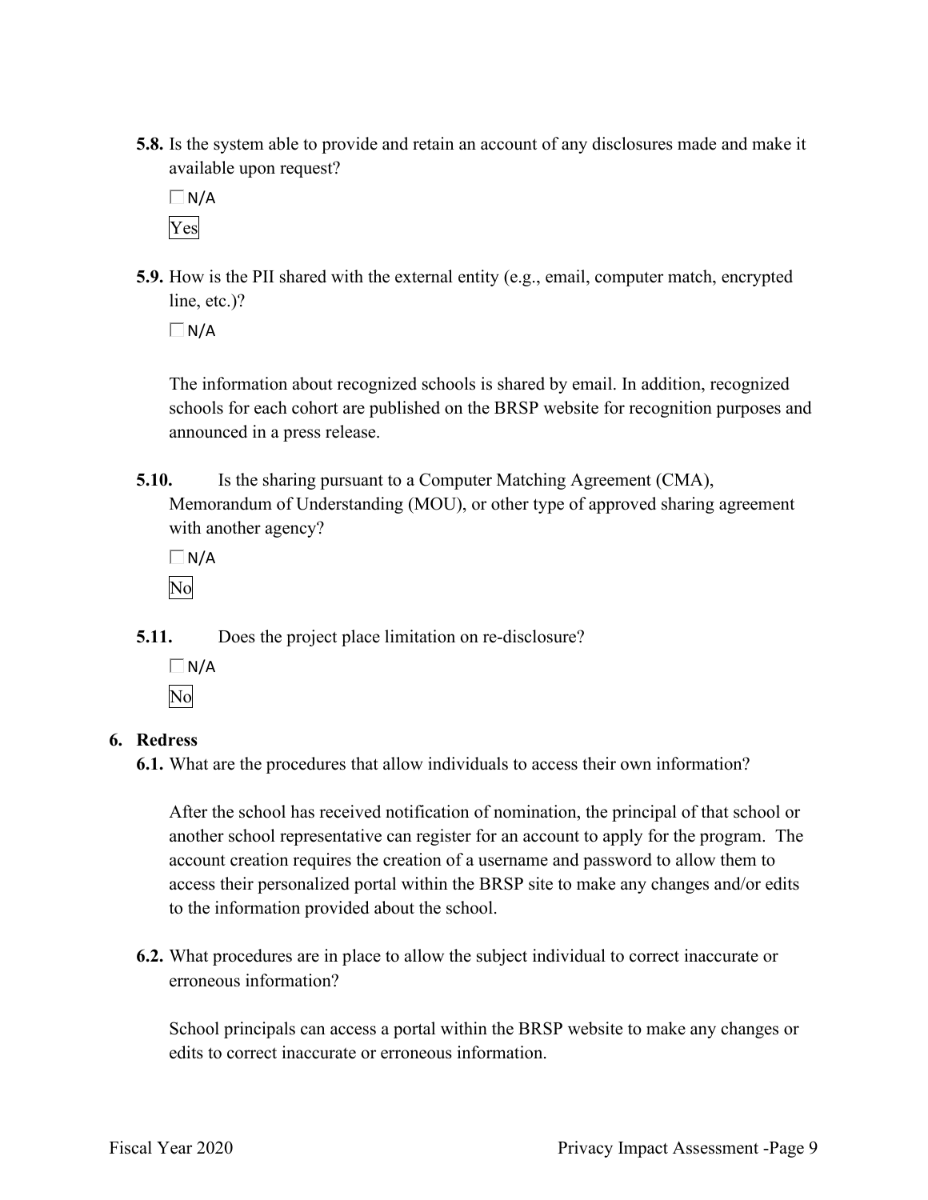**5.8.** Is the system able to provide and retain an account of any disclosures made and make it available upon request?

☐ N/A

Yes

**5.9.** How is the PII shared with the external entity (e.g., email, computer match, encrypted line, etc.)?

☐ N/A

The information about recognized schools is shared by email. In addition, recognized schools for each cohort are published on the BRSP website for recognition purposes and announced in a press release.

**5.10.** Is the sharing pursuant to a Computer Matching Agreement (CMA), Memorandum of Understanding (MOU), or other type of approved sharing agreement with another agency?

☐ N/A

No

**5.11.** Does the project place limitation on re-disclosure?

☐ N/A

No

## 6. Redress

**6.1.** What are the procedures that allow individuals to access their own information?

After the school has received notification of nomination, the principal of that school or another school representative can register for an account to apply for the program. The account creation requires the creation of a username and password to allow them to access their personalized portal within the BRSP site to make any changes and/or edits to the information provided about the school.

**6.2.** What procedures are in place to allow the subject individual to correct inaccurate or erroneous information?

School principals can access a portal within the BRSP website to make any changes or edits to correct inaccurate or erroneous information.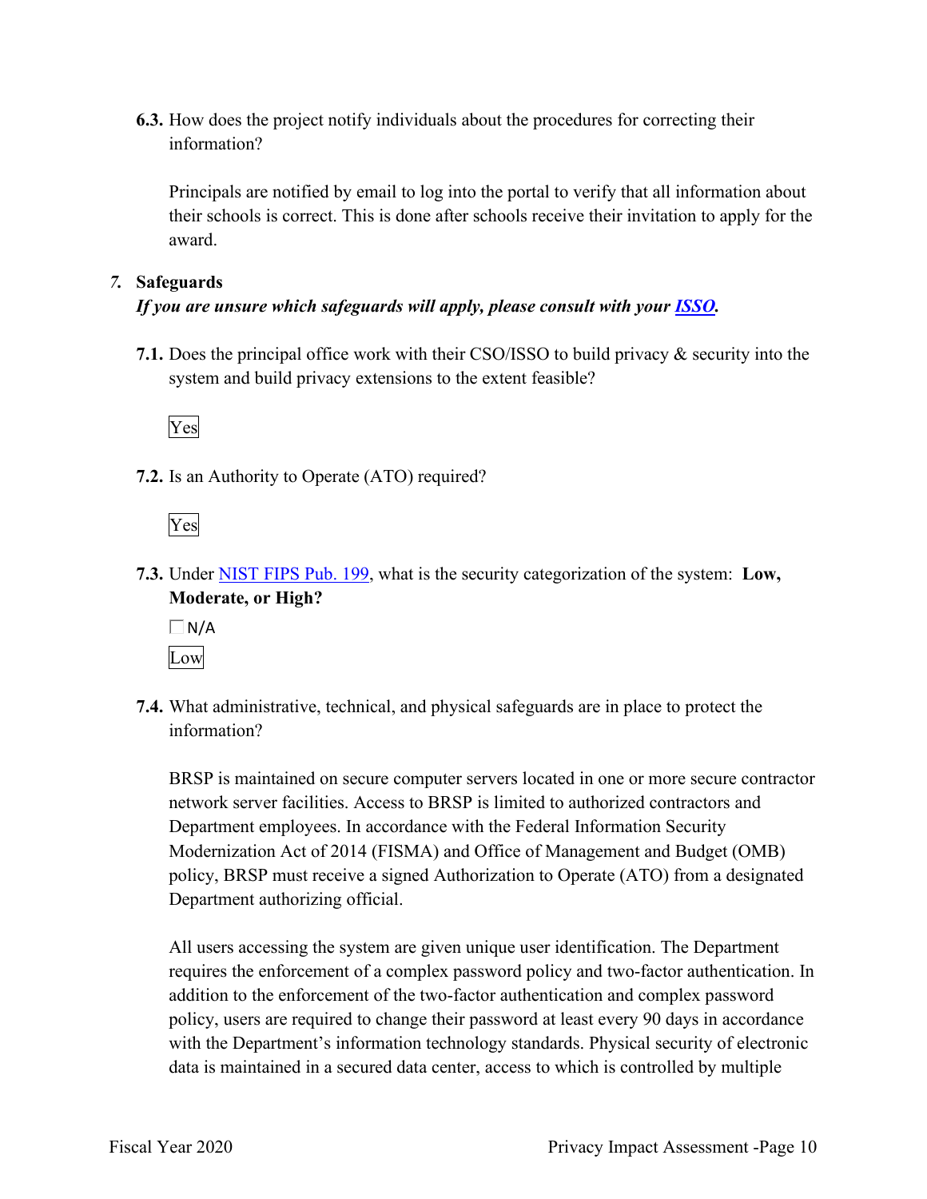**6.3.** How does the project notify individuals about the procedures for correcting their information?

Principals are notified by email to log into the portal to verify that all information about their schools is correct. This is done after schools receive their invitation to apply for the award.

## 7. Safeguards

***If you are unsure which safeguards will apply, please consult with your ISSO.***

**7.1.** Does the principal office work with their CSO/ISSO to build privacy & security into the system and build privacy extensions to the extent feasible?

Yes

**7.2.** Is an Authority to Operate (ATO) required?

Yes

**7.3.** Under NIST FIPS Pub. 199, what is the security categorization of the system: **Low, Moderate, or High?**

☐ N/A

Low

**7.4.** What administrative, technical, and physical safeguards are in place to protect the information?

BRSP is maintained on secure computer servers located in one or more secure contractor network server facilities. Access to BRSP is limited to authorized contractors and Department employees. In accordance with the Federal Information Security Modernization Act of 2014 (FISMA) and Office of Management and Budget (OMB) policy, BRSP must receive a signed Authorization to Operate (ATO) from a designated Department authorizing official.

All users accessing the system are given unique user identification. The Department requires the enforcement of a complex password policy and two-factor authentication. In addition to the enforcement of the two-factor authentication and complex password policy, users are required to change their password at least every 90 days in accordance with the Department's information technology standards. Physical security of electronic data is maintained in a secured data center, access to which is controlled by multiple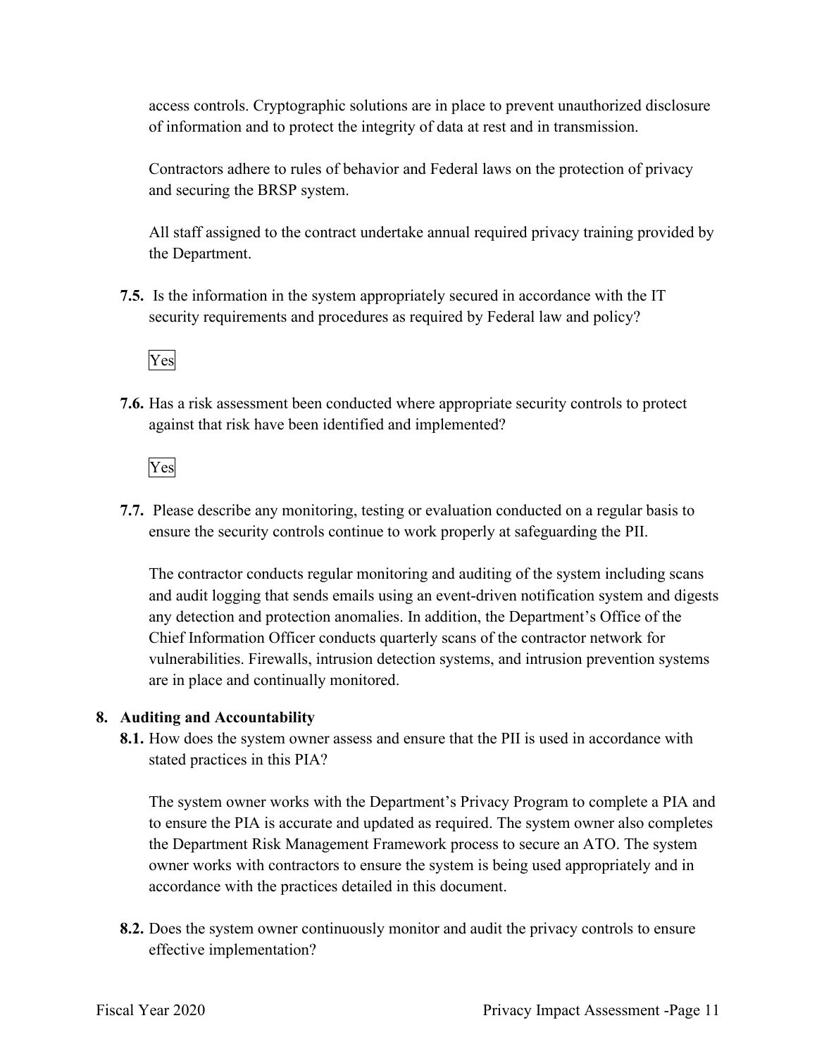access controls. Cryptographic solutions are in place to prevent unauthorized disclosure of information and to protect the integrity of data at rest and in transmission.

Contractors adhere to rules of behavior and Federal laws on the protection of privacy and securing the BRSP system.

All staff assigned to the contract undertake annual required privacy training provided by the Department.

**7.5.** Is the information in the system appropriately secured in accordance with the IT security requirements and procedures as required by Federal law and policy?

Yes

**7.6.** Has a risk assessment been conducted where appropriate security controls to protect against that risk have been identified and implemented?

Yes

**7.7.** Please describe any monitoring, testing or evaluation conducted on a regular basis to ensure the security controls continue to work properly at safeguarding the PII.

The contractor conducts regular monitoring and auditing of the system including scans and audit logging that sends emails using an event-driven notification system and digests any detection and protection anomalies. In addition, the Department's Office of the Chief Information Officer conducts quarterly scans of the contractor network for vulnerabilities. Firewalls, intrusion detection systems, and intrusion prevention systems are in place and continually monitored.

## 8. Auditing and Accountability

**8.1.** How does the system owner assess and ensure that the PII is used in accordance with stated practices in this PIA?

The system owner works with the Department's Privacy Program to complete a PIA and to ensure the PIA is accurate and updated as required. The system owner also completes the Department Risk Management Framework process to secure an ATO. The system owner works with contractors to ensure the system is being used appropriately and in accordance with the practices detailed in this document.

**8.2.** Does the system owner continuously monitor and audit the privacy controls to ensure effective implementation?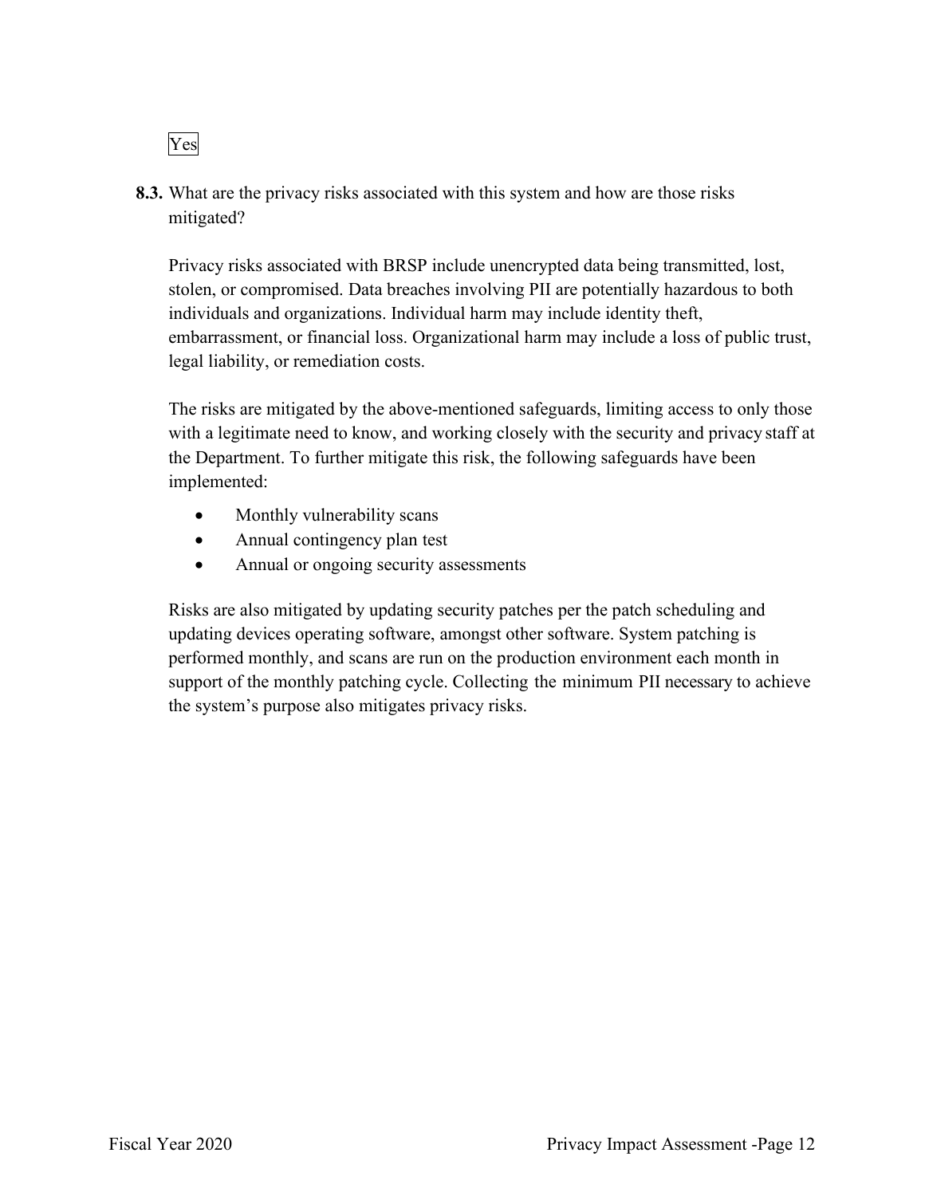Yes

**8.3.** What are the privacy risks associated with this system and how are those risks mitigated?

Privacy risks associated with BRSP include unencrypted data being transmitted, lost, stolen, or compromised. Data breaches involving PII are potentially hazardous to both individuals and organizations. Individual harm may include identity theft, embarrassment, or financial loss. Organizational harm may include a loss of public trust, legal liability, or remediation costs.

The risks are mitigated by the above-mentioned safeguards, limiting access to only those with a legitimate need to know, and working closely with the security and privacy staff at the Department. To further mitigate this risk, the following safeguards have been implemented:

- Monthly vulnerability scans
- Annual contingency plan test
- Annual or ongoing security assessments

Risks are also mitigated by updating security patches per the patch scheduling and updating devices operating software, amongst other software. System patching is performed monthly, and scans are run on the production environment each month in support of the monthly patching cycle. Collecting the minimum PII necessary to achieve the system's purpose also mitigates privacy risks.